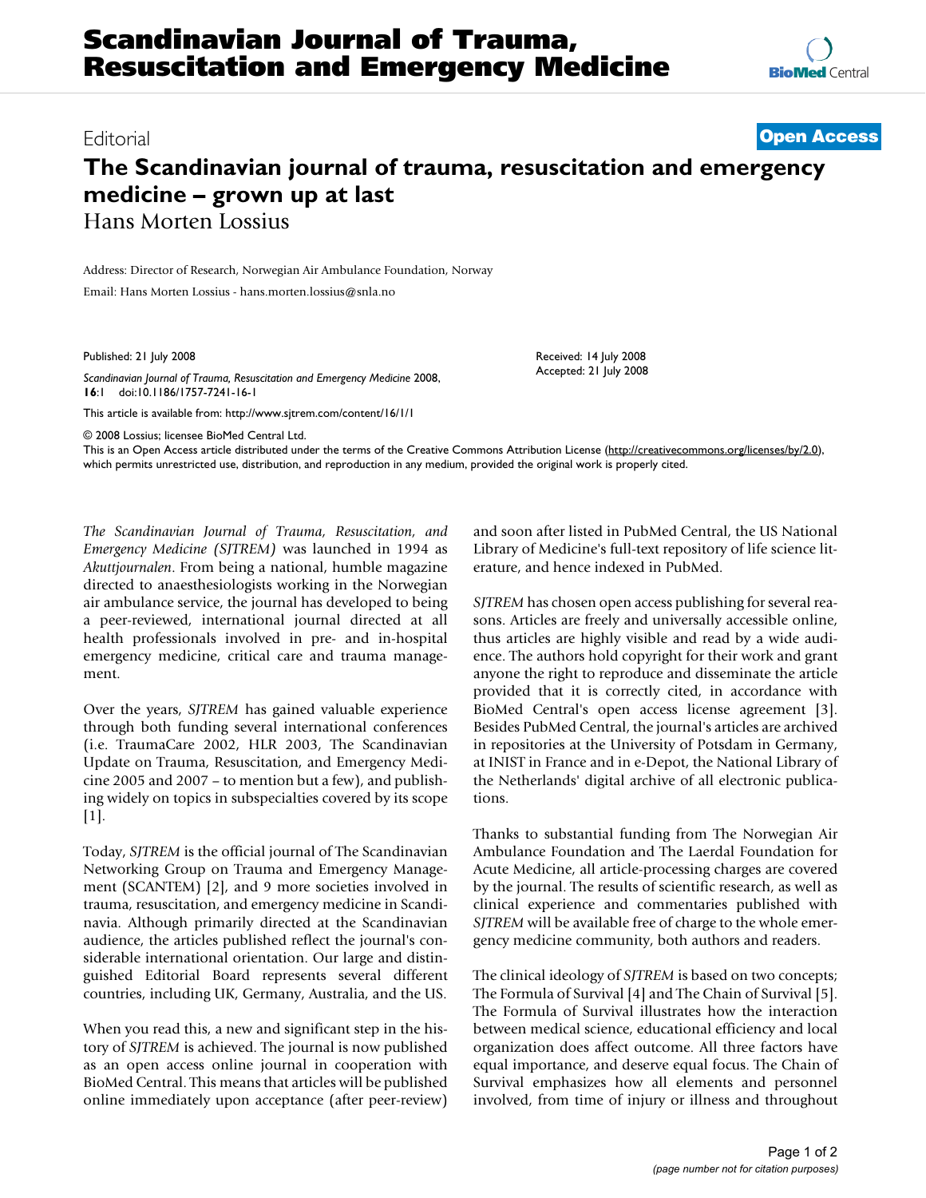# Scandinavian Journal of Trauma, Resuscitation and Emergency Medicine

Editorial **Open Access**

# The Scandinavian journal of trauma, resuscitation and emergency medicine – grown up at last

Hans Morten Lossius

Address: Director of Research, Norwegian Air Ambulance Foundation, Norway

Email: Hans Morten Lossius - hans.morten.lossius@snla.no

Published: 21 July 2008

*Scandinavian Journal of Trauma, Resuscitation and Emergency Medicine* 2008, **16**:1 doi:10.1186/1757-7241-16-1

Received: 14 July 2008
Accepted: 21 July 2008

This article is available from: http://www.sjtrem.com/content/16/1/1

© 2008 Lossius; licensee BioMed Central Ltd.
This is an Open Access article distributed under the terms of the Creative Commons Attribution License (http://creativecommons.org/licenses/by/2.0), which permits unrestricted use, distribution, and reproduction in any medium, provided the original work is properly cited.

*The Scandinavian Journal of Trauma, Resuscitation, and Emergency Medicine (SJTREM)* was launched in 1994 as *Akuttjournalen*. From being a national, humble magazine directed to anaesthesiologists working in the Norwegian air ambulance service, the journal has developed to being a peer-reviewed, international journal directed at all health professionals involved in pre- and in-hospital emergency medicine, critical care and trauma management.

Over the years, *SJTREM* has gained valuable experience through both funding several international conferences (i.e. TraumaCare 2002, HLR 2003, The Scandinavian Update on Trauma, Resuscitation, and Emergency Medicine 2005 and 2007 – to mention but a few), and publishing widely on topics in subspecialties covered by its scope [1].

Today, *SJTREM* is the official journal of The Scandinavian Networking Group on Trauma and Emergency Management (SCANTEM) [2], and 9 more societies involved in trauma, resuscitation, and emergency medicine in Scandinavia. Although primarily directed at the Scandinavian audience, the articles published reflect the journal's considerable international orientation. Our large and distinguished Editorial Board represents several different countries, including UK, Germany, Australia, and the US.

When you read this, a new and significant step in the history of *SJTREM* is achieved. The journal is now published as an open access online journal in cooperation with BioMed Central. This means that articles will be published online immediately upon acceptance (after peer-review) and soon after listed in PubMed Central, the US National Library of Medicine's full-text repository of life science literature, and hence indexed in PubMed.

*SJTREM* has chosen open access publishing for several reasons. Articles are freely and universally accessible online, thus articles are highly visible and read by a wide audience. The authors hold copyright for their work and grant anyone the right to reproduce and disseminate the article provided that it is correctly cited, in accordance with BioMed Central's open access license agreement [3]. Besides PubMed Central, the journal's articles are archived in repositories at the University of Potsdam in Germany, at INIST in France and in e-Depot, the National Library of the Netherlands' digital archive of all electronic publications.

Thanks to substantial funding from The Norwegian Air Ambulance Foundation and The Laerdal Foundation for Acute Medicine, all article-processing charges are covered by the journal. The results of scientific research, as well as clinical experience and commentaries published with *SJTREM* will be available free of charge to the whole emergency medicine community, both authors and readers.

The clinical ideology of *SJTREM* is based on two concepts; The Formula of Survival [4] and The Chain of Survival [5]. The Formula of Survival illustrates how the interaction between medical science, educational efficiency and local organization does affect outcome. All three factors have equal importance, and deserve equal focus. The Chain of Survival emphasizes how all elements and personnel involved, from time of injury or illness and throughout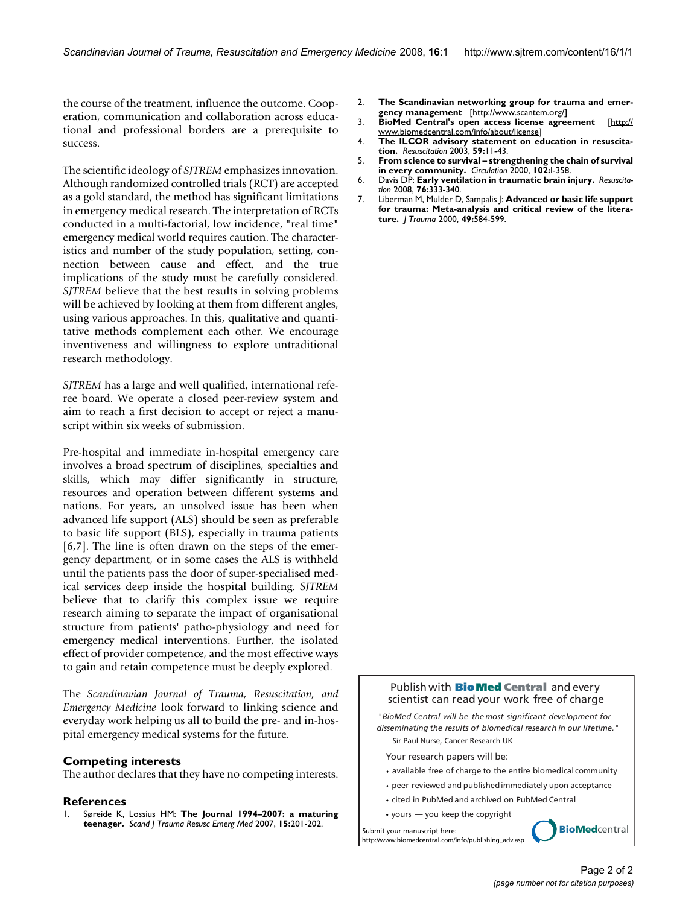the course of the treatment, influence the outcome. Cooperation, communication and collaboration across educational and professional borders are a prerequisite to success.

The scientific ideology of *SJTREM* emphasizes innovation. Although randomized controlled trials (RCT) are accepted as a gold standard, the method has significant limitations in emergency medical research. The interpretation of RCTs conducted in a multi-factorial, low incidence, "real time" emergency medical world requires caution. The characteristics and number of the study population, setting, connection between cause and effect, and the true implications of the study must be carefully considered. *SJTREM* believe that the best results in solving problems will be achieved by looking at them from different angles, using various approaches. In this, qualitative and quantitative methods complement each other. We encourage inventiveness and willingness to explore untraditional research methodology.

*SJTREM* has a large and well qualified, international referee board. We operate a closed peer-review system and aim to reach a first decision to accept or reject a manuscript within six weeks of submission.

Pre-hospital and immediate in-hospital emergency care involves a broad spectrum of disciplines, specialties and skills, which may differ significantly in structure, resources and operation between different systems and nations. For years, an unsolved issue has been when advanced life support (ALS) should be seen as preferable to basic life support (BLS), especially in trauma patients [6,7]. The line is often drawn on the steps of the emergency department, or in some cases the ALS is withheld until the patients pass the door of super-specialised medical services deep inside the hospital building. *SJTREM* believe that to clarify this complex issue we require research aiming to separate the impact of organisational structure from patients' patho-physiology and need for emergency medical interventions. Further, the isolated effect of provider competence, and the most effective ways to gain and retain competence must be deeply explored.

The *Scandinavian Journal of Trauma, Resuscitation, and Emergency Medicine* look forward to linking science and everyday work helping us all to build the pre- and in-hospital emergency medical systems for the future.

## Competing interests

The author declares that they have no competing interests.

## References

1. Søreide K, Lossius HM: **The Journal 1994–2007: a maturing teenager.** *Scand J Trauma Resusc Emerg Med* 2007, **15:**201-202.
2. **The Scandinavian networking group for trauma and emergency management** [http://www.scantem.org/]
3. **BioMed Central's open access license agreement** [http://www.biomedcentral.com/info/about/license]
4. **The ILCOR advisory statement on education in resuscitation.** *Resuscitation* 2003, **59:**11-43.
5. **From science to survival – strengthening the chain of survival in every community.** *Circulation* 2000, **102:**I-358.
6. Davis DP: **Early ventilation in traumatic brain injury.** *Resuscitation* 2008, **76:**333-340.
7. Liberman M, Mulder D, Sampalis J: **Advanced or basic life support for trauma: Meta-analysis and critical review of the literature.** *J Trauma* 2000, **49:**584-599.

Publish with **BioMed Central** and every scientist can read your work free of charge

*"BioMed Central will be the most significant development for disseminating the results of biomedical research in our lifetime."*

Sir Paul Nurse, Cancer Research UK

Your research papers will be:

- available free of charge to the entire biomedical community
- peer reviewed and published immediately upon acceptance
- cited in PubMed and archived on PubMed Central
- yours — you keep the copyright

Submit your manuscript here:
http://www.biomedcentral.com/info/publishing_adv.asp

BioMedcentral